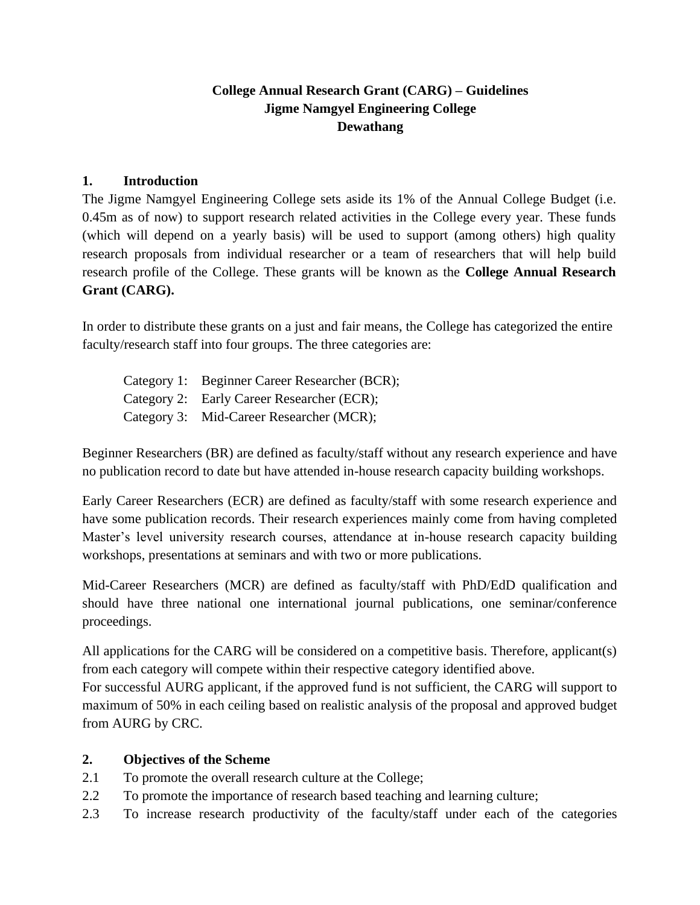**College Annual Research Grant (CARG) – Guidelines**
**Jigme Namgyel Engineering College**
**Dewathang**

## 1. Introduction

The Jigme Namgyel Engineering College sets aside its 1% of the Annual College Budget (i.e. 0.45m as of now) to support research related activities in the College every year. These funds (which will depend on a yearly basis) will be used to support (among others) high quality research proposals from individual researcher or a team of researchers that will help build research profile of the College. These grants will be known as the **College Annual Research Grant (CARG).**

In order to distribute these grants on a just and fair means, the College has categorized the entire faculty/research staff into four groups. The three categories are:

Category 1: Beginner Career Researcher (BCR);
Category 2: Early Career Researcher (ECR);
Category 3: Mid-Career Researcher (MCR);

Beginner Researchers (BR) are defined as faculty/staff without any research experience and have no publication record to date but have attended in-house research capacity building workshops.

Early Career Researchers (ECR) are defined as faculty/staff with some research experience and have some publication records. Their research experiences mainly come from having completed Master's level university research courses, attendance at in-house research capacity building workshops, presentations at seminars and with two or more publications.

Mid-Career Researchers (MCR) are defined as faculty/staff with PhD/EdD qualification and should have three national one international journal publications, one seminar/conference proceedings.

All applications for the CARG will be considered on a competitive basis. Therefore, applicant(s) from each category will compete within their respective category identified above.
For successful AURG applicant, if the approved fund is not sufficient, the CARG will support to maximum of 50% in each ceiling based on realistic analysis of the proposal and approved budget from AURG by CRC.

## 2. Objectives of the Scheme

2.1 To promote the overall research culture at the College;
2.2 To promote the importance of research based teaching and learning culture;
2.3 To increase research productivity of the faculty/staff under each of the categories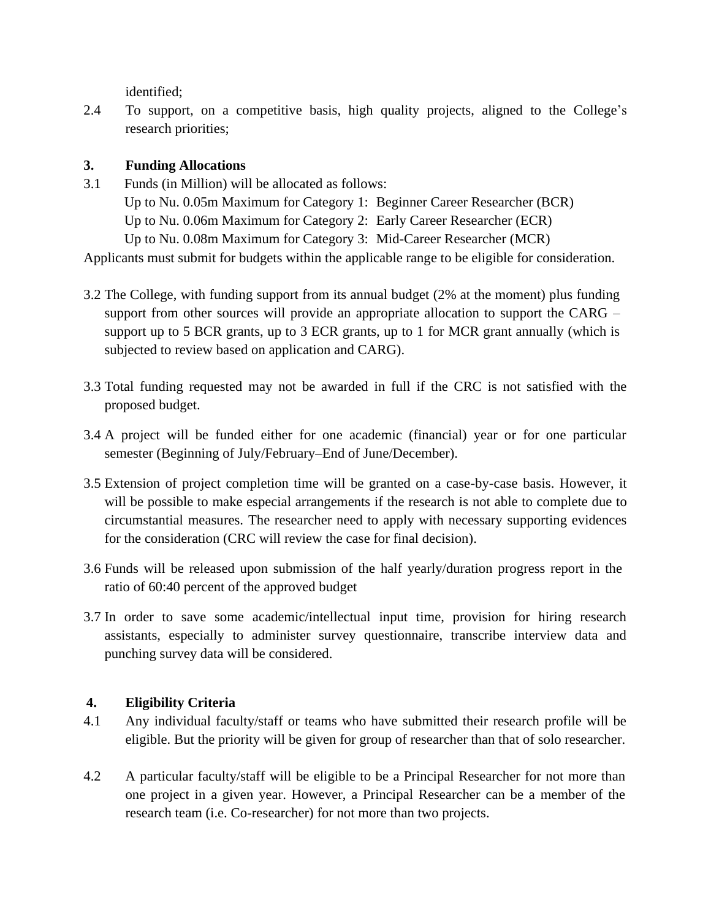identified;

2.4 To support, on a competitive basis, high quality projects, aligned to the College's research priorities;

**3. Funding Allocations**

3.1 Funds (in Million) will be allocated as follows:

Up to Nu. 0.05m Maximum for Category 1: Beginner Career Researcher (BCR)

Up to Nu. 0.06m Maximum for Category 2: Early Career Researcher (ECR)

Up to Nu. 0.08m Maximum for Category 3: Mid-Career Researcher (MCR)

Applicants must submit for budgets within the applicable range to be eligible for consideration.

3.2 The College, with funding support from its annual budget (2% at the moment) plus funding support from other sources will provide an appropriate allocation to support the CARG – support up to 5 BCR grants, up to 3 ECR grants, up to 1 for MCR grant annually (which is subjected to review based on application and CARG).

3.3 Total funding requested may not be awarded in full if the CRC is not satisfied with the proposed budget.

3.4 A project will be funded either for one academic (financial) year or for one particular semester (Beginning of July/February–End of June/December).

3.5 Extension of project completion time will be granted on a case-by-case basis. However, it will be possible to make especial arrangements if the research is not able to complete due to circumstantial measures. The researcher need to apply with necessary supporting evidences for the consideration (CRC will review the case for final decision).

3.6 Funds will be released upon submission of the half yearly/duration progress report in the ratio of 60:40 percent of the approved budget

3.7 In order to save some academic/intellectual input time, provision for hiring research assistants, especially to administer survey questionnaire, transcribe interview data and punching survey data will be considered.

**4. Eligibility Criteria**

4.1 Any individual faculty/staff or teams who have submitted their research profile will be eligible. But the priority will be given for group of researcher than that of solo researcher.

4.2 A particular faculty/staff will be eligible to be a Principal Researcher for not more than one project in a given year. However, a Principal Researcher can be a member of the research team (i.e. Co-researcher) for not more than two projects.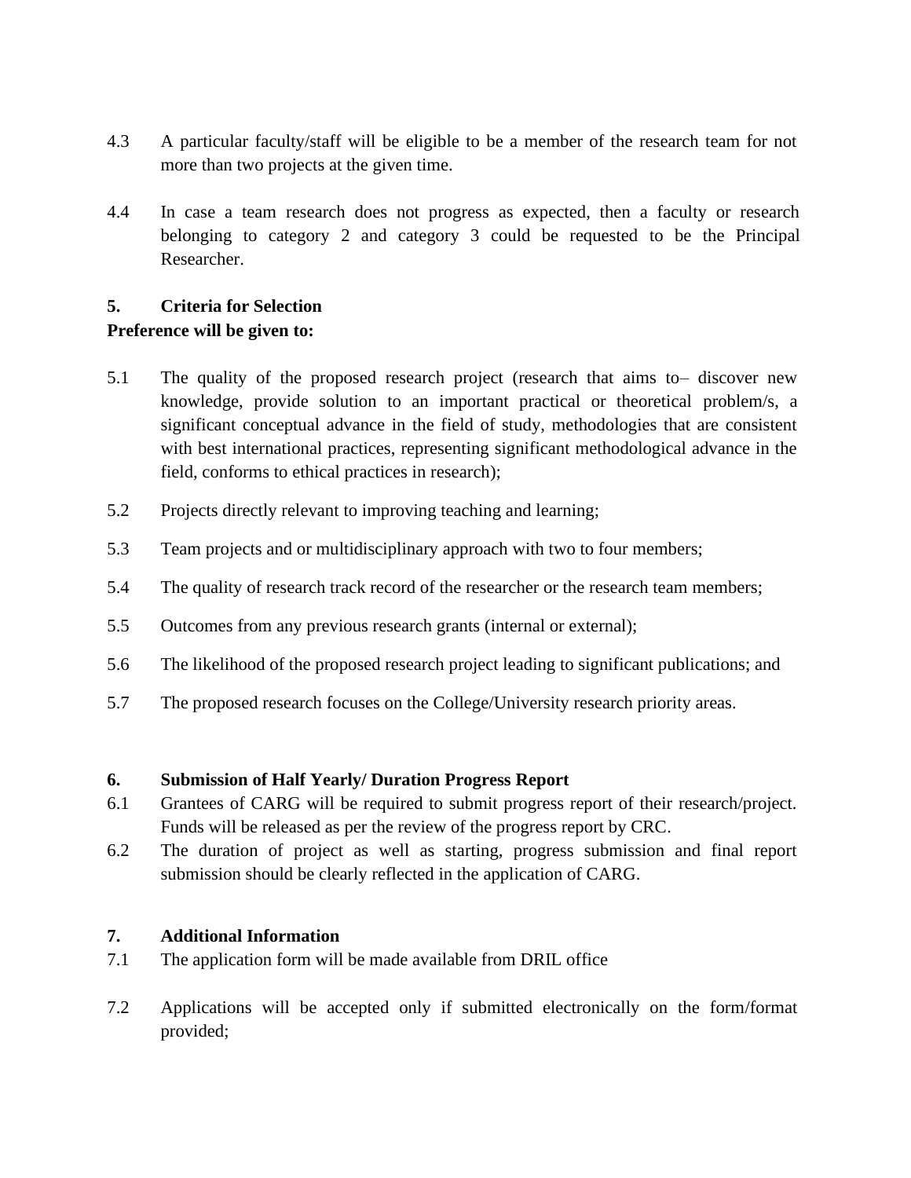4.3 A particular faculty/staff will be eligible to be a member of the research team for not more than two projects at the given time.

4.4 In case a team research does not progress as expected, then a faculty or research belonging to category 2 and category 3 could be requested to be the Principal Researcher.

## 5. Criteria for Selection

**Preference will be given to:**

5.1 The quality of the proposed research project (research that aims to– discover new knowledge, provide solution to an important practical or theoretical problem/s, a significant conceptual advance in the field of study, methodologies that are consistent with best international practices, representing significant methodological advance in the field, conforms to ethical practices in research);

5.2 Projects directly relevant to improving teaching and learning;

5.3 Team projects and or multidisciplinary approach with two to four members;

5.4 The quality of research track record of the researcher or the research team members;

5.5 Outcomes from any previous research grants (internal or external);

5.6 The likelihood of the proposed research project leading to significant publications; and

5.7 The proposed research focuses on the College/University research priority areas.

## 6. Submission of Half Yearly/ Duration Progress Report

6.1 Grantees of CARG will be required to submit progress report of their research/project. Funds will be released as per the review of the progress report by CRC.

6.2 The duration of project as well as starting, progress submission and final report submission should be clearly reflected in the application of CARG.

## 7. Additional Information

7.1 The application form will be made available from DRIL office

7.2 Applications will be accepted only if submitted electronically on the form/format provided;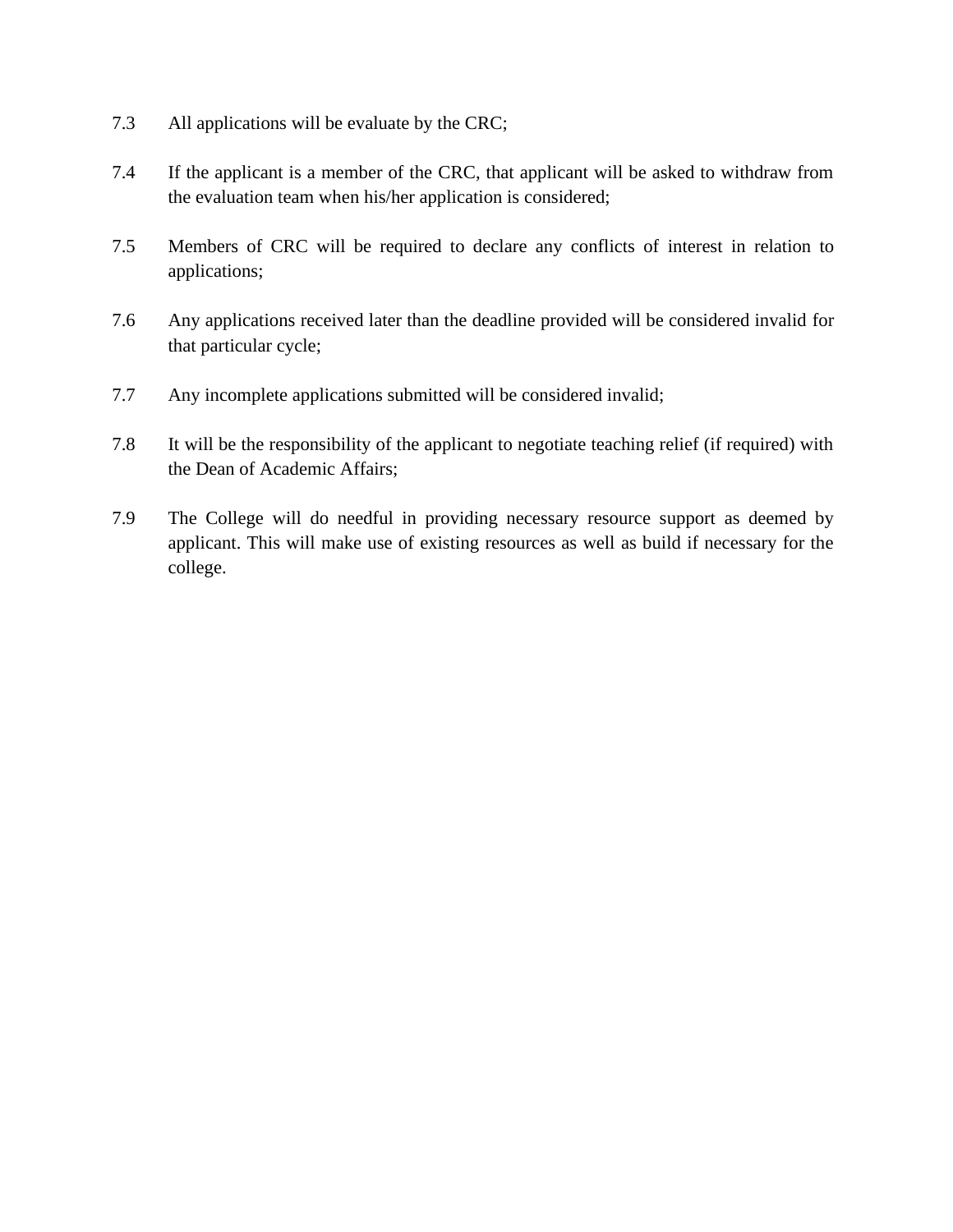7.3 All applications will be evaluate by the CRC;

7.4 If the applicant is a member of the CRC, that applicant will be asked to withdraw from the evaluation team when his/her application is considered;

7.5 Members of CRC will be required to declare any conflicts of interest in relation to applications;

7.6 Any applications received later than the deadline provided will be considered invalid for that particular cycle;

7.7 Any incomplete applications submitted will be considered invalid;

7.8 It will be the responsibility of the applicant to negotiate teaching relief (if required) with the Dean of Academic Affairs;

7.9 The College will do needful in providing necessary resource support as deemed by applicant. This will make use of existing resources as well as build if necessary for the college.